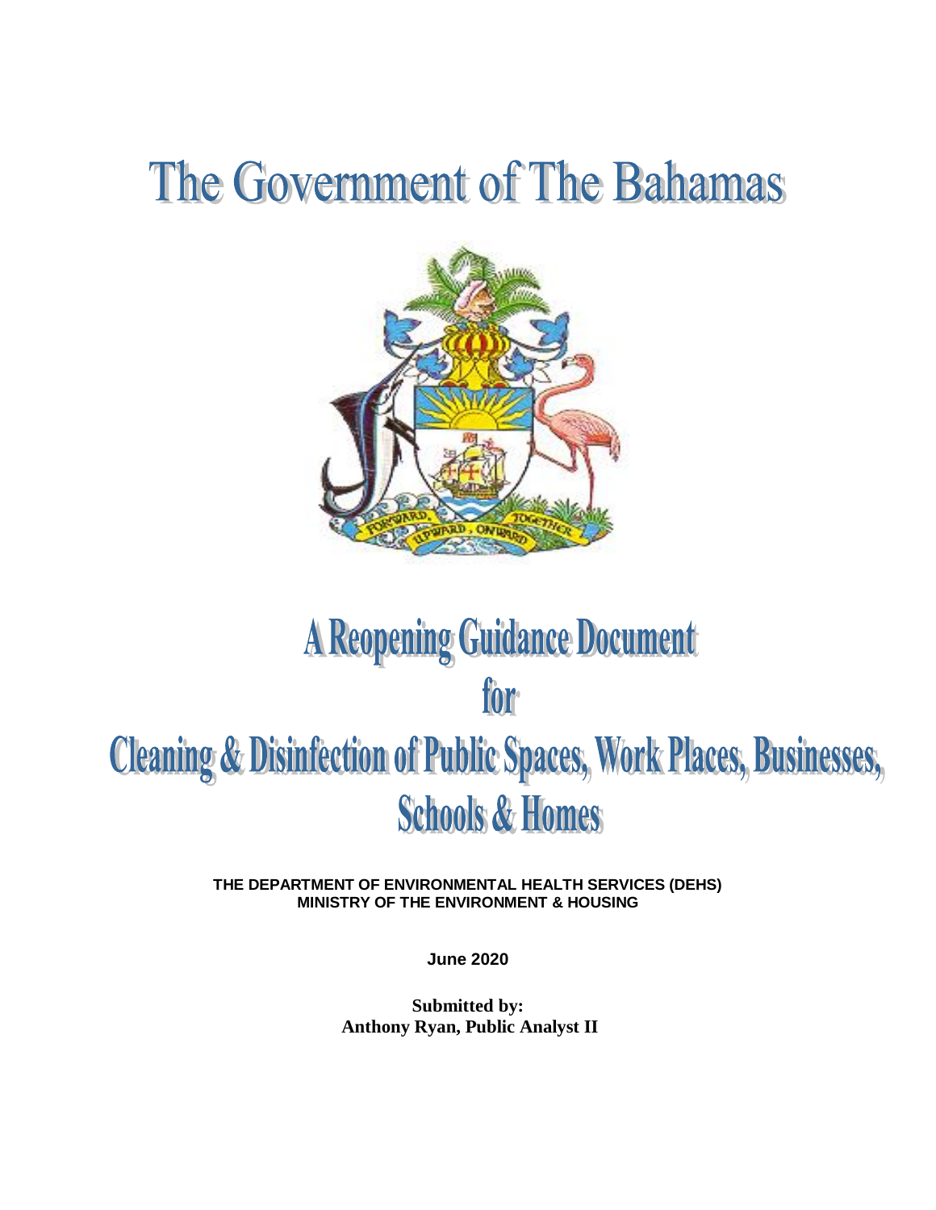# The Government of The Bahamas

# A Reopening Guidance Document for Cleaning & Disinfection of Public Spaces, Work Places, Businesses, Schools & Homes

**THE DEPARTMENT OF ENVIRONMENTAL HEALTH SERVICES (DEHS)**
**MINISTRY OF THE ENVIRONMENT & HOUSING**

**June 2020**

**Submitted by:**
**Anthony Ryan, Public Analyst II**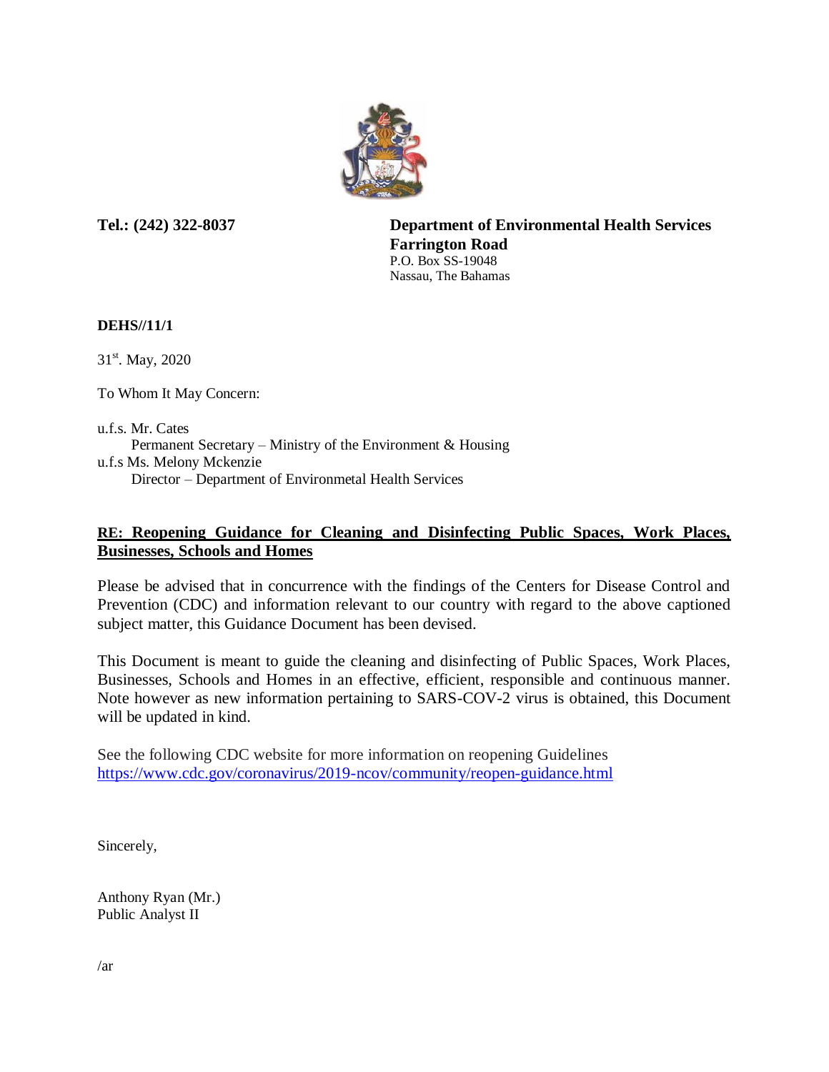**Tel.: (242) 322-8037**

**Department of Environmental Health Services**
**Farrington Road**
P.O. Box SS-19048
Nassau, The Bahamas

**DEHS//11/1**

31st. May, 2020

To Whom It May Concern:

u.f.s. Mr. Cates
Permanent Secretary – Ministry of the Environment & Housing
u.f.s Ms. Melony Mckenzie
Director – Department of Environmetal Health Services

**RE: Reopening Guidance for Cleaning and Disinfecting Public Spaces, Work Places, Businesses, Schools and Homes**

Please be advised that in concurrence with the findings of the Centers for Disease Control and Prevention (CDC) and information relevant to our country with regard to the above captioned subject matter, this Guidance Document has been devised.

This Document is meant to guide the cleaning and disinfecting of Public Spaces, Work Places, Businesses, Schools and Homes in an effective, efficient, responsible and continuous manner. Note however as new information pertaining to SARS-COV-2 virus is obtained, this Document will be updated in kind.

See the following CDC website for more information on reopening Guidelines
https://www.cdc.gov/coronavirus/2019-ncov/community/reopen-guidance.html

Sincerely,

Anthony Ryan (Mr.)
Public Analyst II

/ar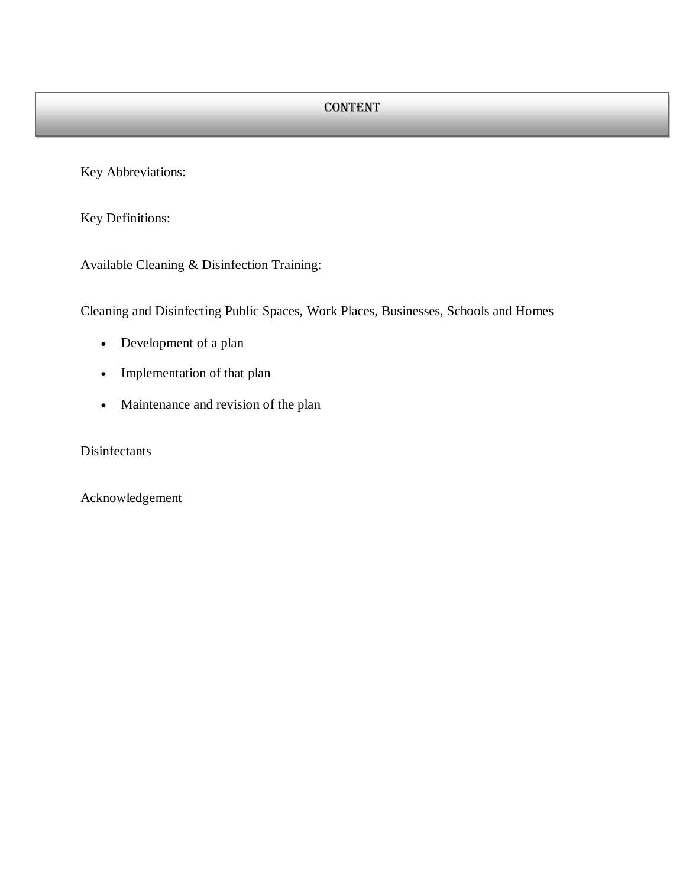# CONTENT

Key Abbreviations:

Key Definitions:

Available Cleaning & Disinfection Training:

Cleaning and Disinfecting Public Spaces, Work Places, Businesses, Schools and Homes

- Development of a plan
- Implementation of that plan
- Maintenance and revision of the plan

Disinfectants

Acknowledgement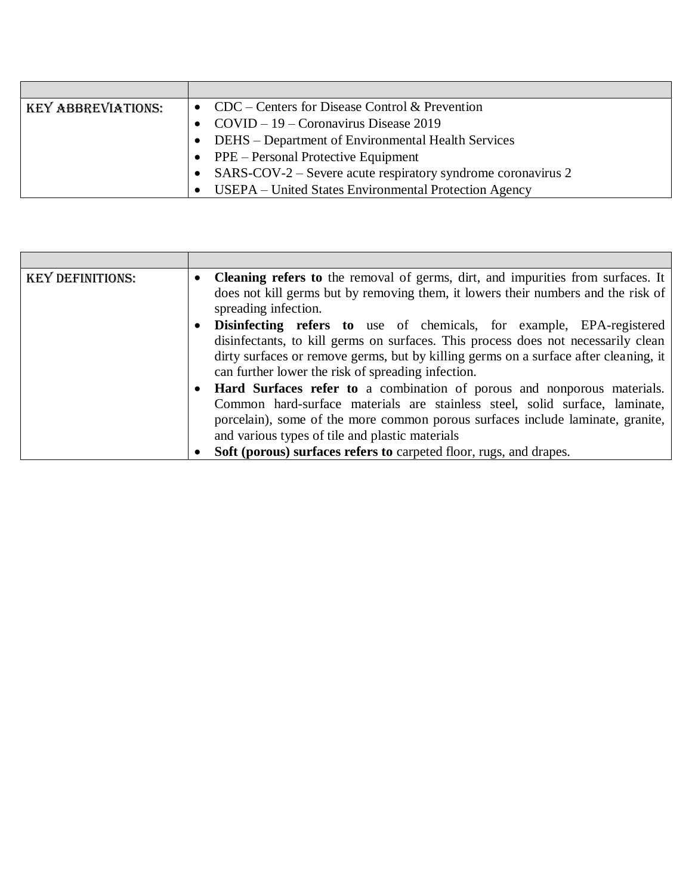| | |
|---|---|
| KEY ABBREVIATIONS: | • CDC – Centers for Disease Control & Prevention<br>• COVID – 19 – Coronavirus Disease 2019<br>• DEHS – Department of Environmental Health Services<br>• PPE – Personal Protective Equipment<br>• SARS-COV-2 – Severe acute respiratory syndrome coronavirus 2<br>• USEPA – United States Environmental Protection Agency |

| | |
|---|---|
| KEY DEFINITIONS: | • **Cleaning refers to** the removal of germs, dirt, and impurities from surfaces. It does not kill germs but by removing them, it lowers their numbers and the risk of spreading infection.<br>• **Disinfecting refers to** use of chemicals, for example, EPA-registered disinfectants, to kill germs on surfaces. This process does not necessarily clean dirty surfaces or remove germs, but by killing germs on a surface after cleaning, it can further lower the risk of spreading infection.<br>• **Hard Surfaces refer to** a combination of porous and nonporous materials. Common hard-surface materials are stainless steel, solid surface, laminate, porcelain), some of the more common porous surfaces include laminate, granite, and various types of tile and plastic materials<br>• **Soft (porous) surfaces refers to** carpeted floor, rugs, and drapes. |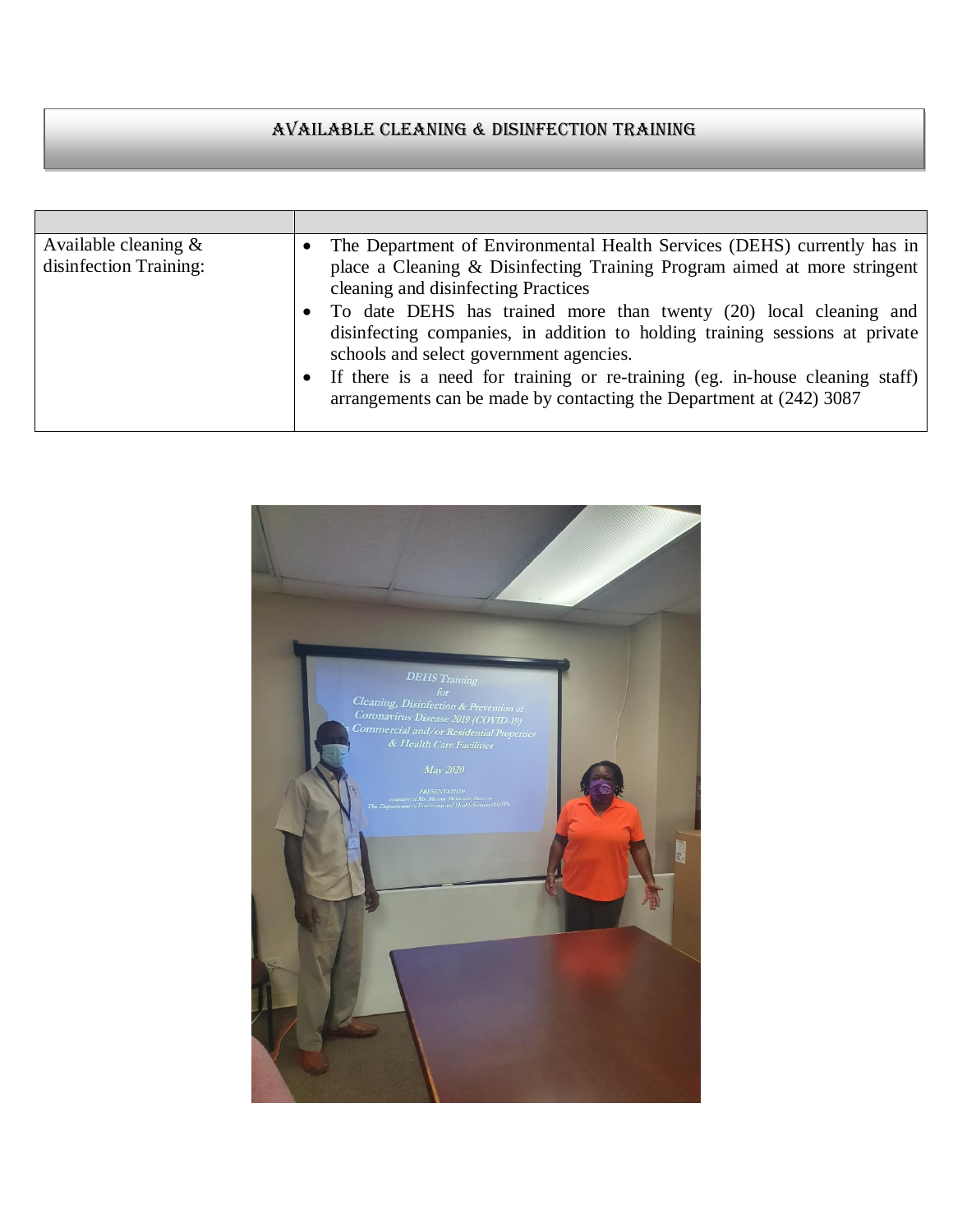# AVAILABLE CLEANING & DISINFECTION TRAINING

| | |
|---|---|
| Available cleaning & disinfection Training: | • The Department of Environmental Health Services (DEHS) currently has in place a Cleaning & Disinfecting Training Program aimed at more stringent cleaning and disinfecting Practices<br>• To date DEHS has trained more than twenty (20) local cleaning and disinfecting companies, in addition to holding training sessions at private schools and select government agencies.<br>• If there is a need for training or re-training (eg. in-house cleaning staff) arrangements can be made by contacting the Department at (242) 3087 |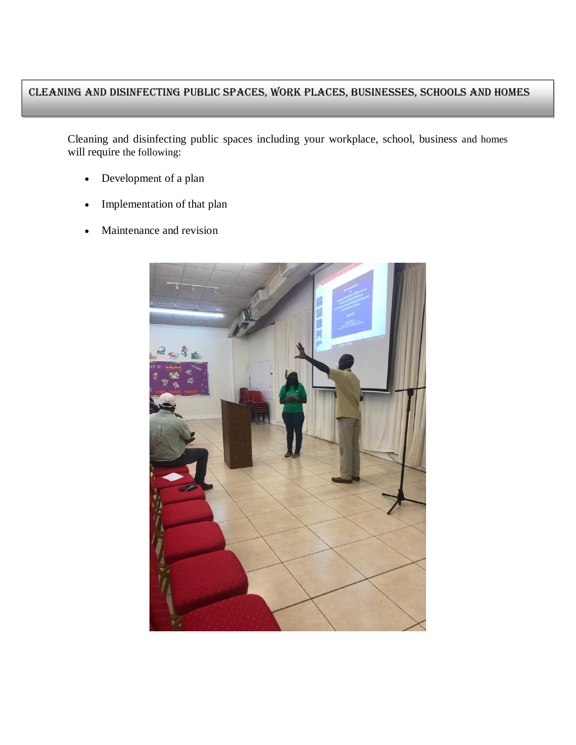## CLEANING AND DISINFECTING PUBLIC SPACES, WORK PLACES, BUSINESSES, SCHOOLS AND HOMES

Cleaning and disinfecting public spaces including your workplace, school, business and homes will require the following:

- Development of a plan
- Implementation of that plan
- Maintenance and revision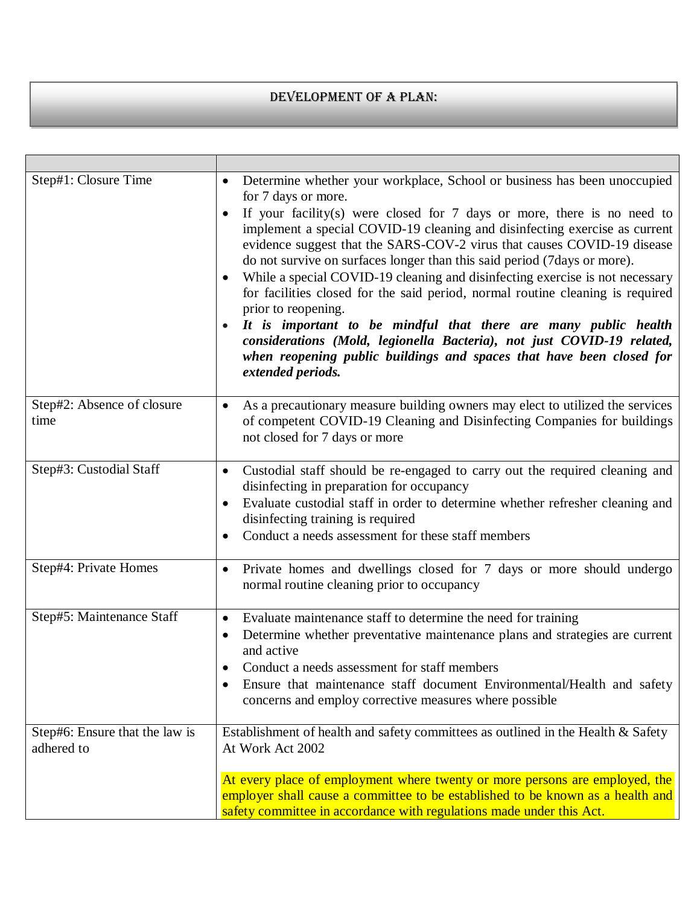## DEVELOPMENT OF A PLAN:

| | |
|---|---|
| Step#1: Closure Time | • Determine whether your workplace, School or business has been unoccupied for 7 days or more.<br>• If your facility(s) were closed for 7 days or more, there is no need to implement a special COVID-19 cleaning and disinfecting exercise as current evidence suggest that the SARS-COV-2 virus that causes COVID-19 disease do not survive on surfaces longer than this said period (7days or more).<br>• While a special COVID-19 cleaning and disinfecting exercise is not necessary for facilities closed for the said period, normal routine cleaning is required prior to reopening.<br>• ***It is important to be mindful that there are many public health considerations (Mold, legionella Bacteria), not just COVID-19 related, when reopening public buildings and spaces that have been closed for extended periods.*** |
| Step#2: Absence of closure time | • As a precautionary measure building owners may elect to utilized the services of competent COVID-19 Cleaning and Disinfecting Companies for buildings not closed for 7 days or more |
| Step#3: Custodial Staff | • Custodial staff should be re-engaged to carry out the required cleaning and disinfecting in preparation for occupancy<br>• Evaluate custodial staff in order to determine whether refresher cleaning and disinfecting training is required<br>• Conduct a needs assessment for these staff members |
| Step#4: Private Homes | • Private homes and dwellings closed for 7 days or more should undergo normal routine cleaning prior to occupancy |
| Step#5: Maintenance Staff | • Evaluate maintenance staff to determine the need for training<br>• Determine whether preventative maintenance plans and strategies are current and active<br>• Conduct a needs assessment for staff members<br>• Ensure that maintenance staff document Environmental/Health and safety concerns and employ corrective measures where possible |
| Step#6: Ensure that the law is adhered to | Establishment of health and safety committees as outlined in the Health & Safety At Work Act 2002<br><br>At every place of employment where twenty or more persons are employed, the employer shall cause a committee to be established to be known as a health and safety committee in accordance with regulations made under this Act. |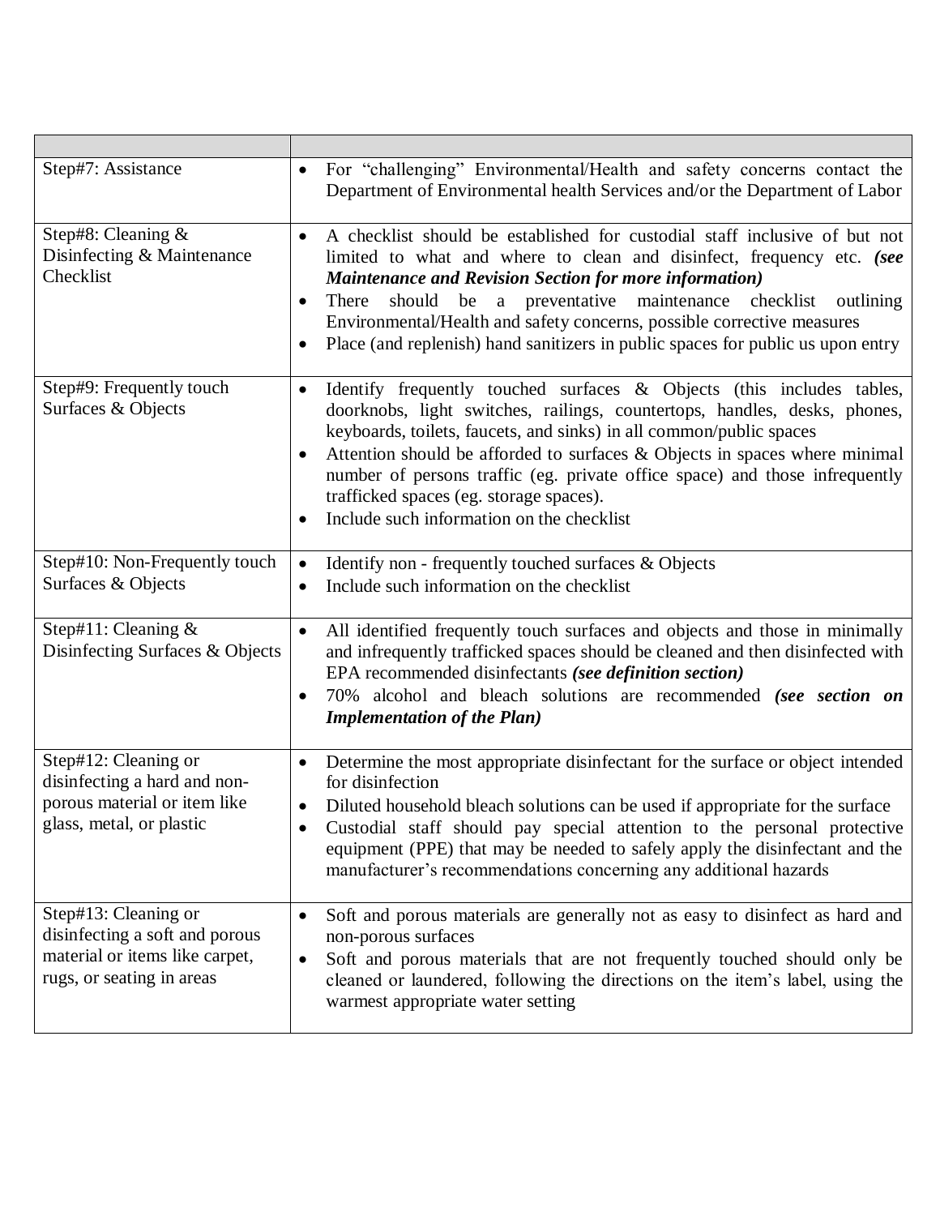| | |
|---|---|
| Step#7: Assistance | • For "challenging" Environmental/Health and safety concerns contact the Department of Environmental health Services and/or the Department of Labor |
| Step#8: Cleaning & Disinfecting & Maintenance Checklist | • A checklist should be established for custodial staff inclusive of but not limited to what and where to clean and disinfect, frequency etc. ***(see Maintenance and Revision Section for more information)***<br>• There should be a preventative maintenance checklist outlining Environmental/Health and safety concerns, possible corrective measures<br>• Place (and replenish) hand sanitizers in public spaces for public us upon entry |
| Step#9: Frequently touch Surfaces & Objects | • Identify frequently touched surfaces & Objects (this includes tables, doorknobs, light switches, railings, countertops, handles, desks, phones, keyboards, toilets, faucets, and sinks) in all common/public spaces<br>• Attention should be afforded to surfaces & Objects in spaces where minimal number of persons traffic (eg. private office space) and those infrequently trafficked spaces (eg. storage spaces).<br>• Include such information on the checklist |
| Step#10: Non-Frequently touch Surfaces & Objects | • Identify non - frequently touched surfaces & Objects<br>• Include such information on the checklist |
| Step#11: Cleaning & Disinfecting Surfaces & Objects | • All identified frequently touch surfaces and objects and those in minimally and infrequently trafficked spaces should be cleaned and then disinfected with EPA recommended disinfectants ***(see definition section)***<br>• 70% alcohol and bleach solutions are recommended ***(see section on Implementation of the Plan)*** |
| Step#12: Cleaning or disinfecting a hard and non-porous material or item like glass, metal, or plastic | • Determine the most appropriate disinfectant for the surface or object intended for disinfection<br>• Diluted household bleach solutions can be used if appropriate for the surface<br>• Custodial staff should pay special attention to the personal protective equipment (PPE) that may be needed to safely apply the disinfectant and the manufacturer's recommendations concerning any additional hazards |
| Step#13: Cleaning or disinfecting a soft and porous material or items like carpet, rugs, or seating in areas | • Soft and porous materials are generally not as easy to disinfect as hard and non-porous surfaces<br>• Soft and porous materials that are not frequently touched should only be cleaned or laundered, following the directions on the item's label, using the warmest appropriate water setting |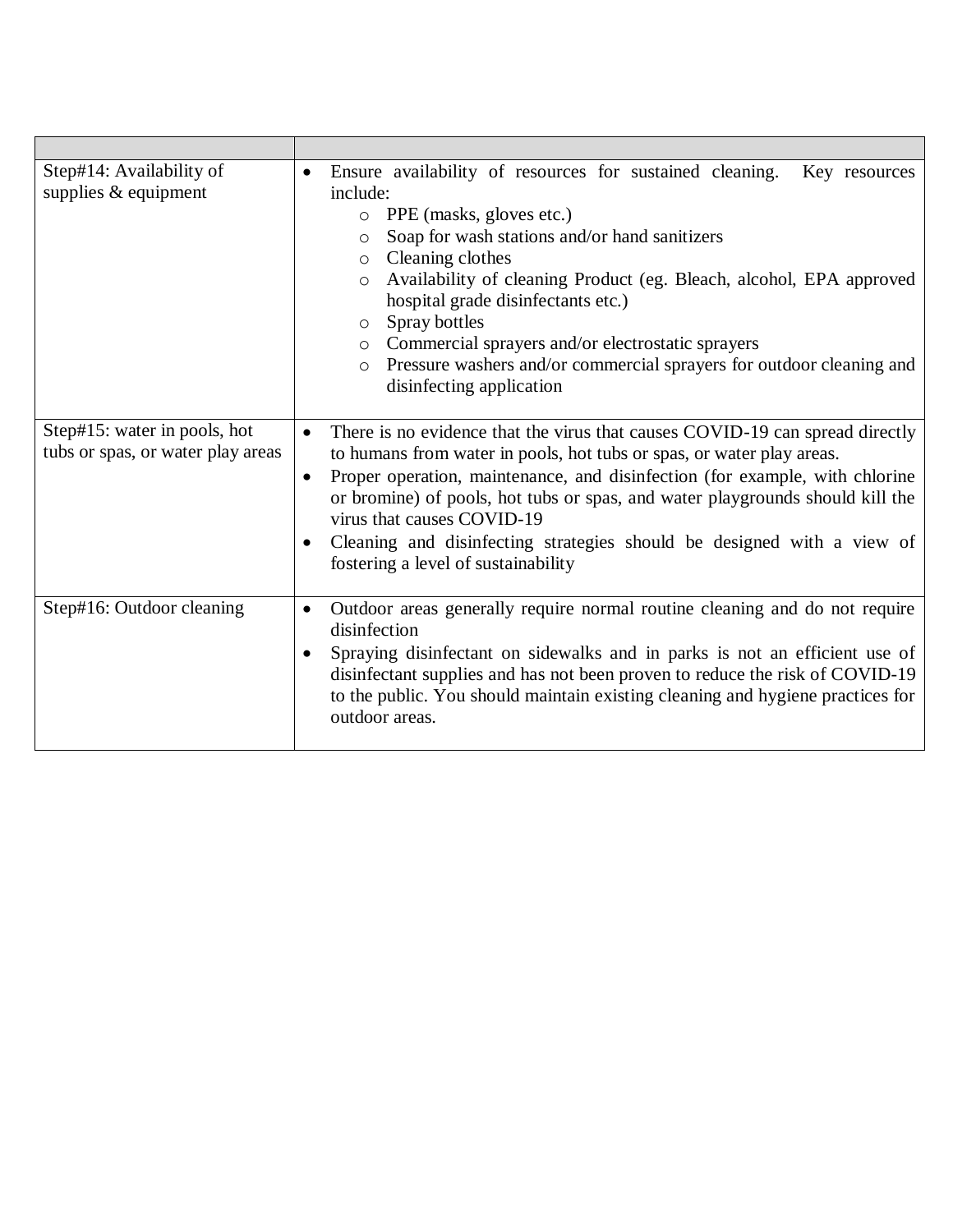| | |
|---|---|
| Step#14: Availability of supplies & equipment | • Ensure availability of resources for sustained cleaning. Key resources include:<br>○ PPE (masks, gloves etc.)<br>○ Soap for wash stations and/or hand sanitizers<br>○ Cleaning clothes<br>○ Availability of cleaning Product (eg. Bleach, alcohol, EPA approved hospital grade disinfectants etc.)<br>○ Spray bottles<br>○ Commercial sprayers and/or electrostatic sprayers<br>○ Pressure washers and/or commercial sprayers for outdoor cleaning and disinfecting application |
| Step#15: water in pools, hot tubs or spas, or water play areas | • There is no evidence that the virus that causes COVID-19 can spread directly to humans from water in pools, hot tubs or spas, or water play areas.<br>• Proper operation, maintenance, and disinfection (for example, with chlorine or bromine) of pools, hot tubs or spas, and water playgrounds should kill the virus that causes COVID-19<br>• Cleaning and disinfecting strategies should be designed with a view of fostering a level of sustainability |
| Step#16: Outdoor cleaning | • Outdoor areas generally require normal routine cleaning and do not require disinfection<br>• Spraying disinfectant on sidewalks and in parks is not an efficient use of disinfectant supplies and has not been proven to reduce the risk of COVID-19 to the public. You should maintain existing cleaning and hygiene practices for outdoor areas. |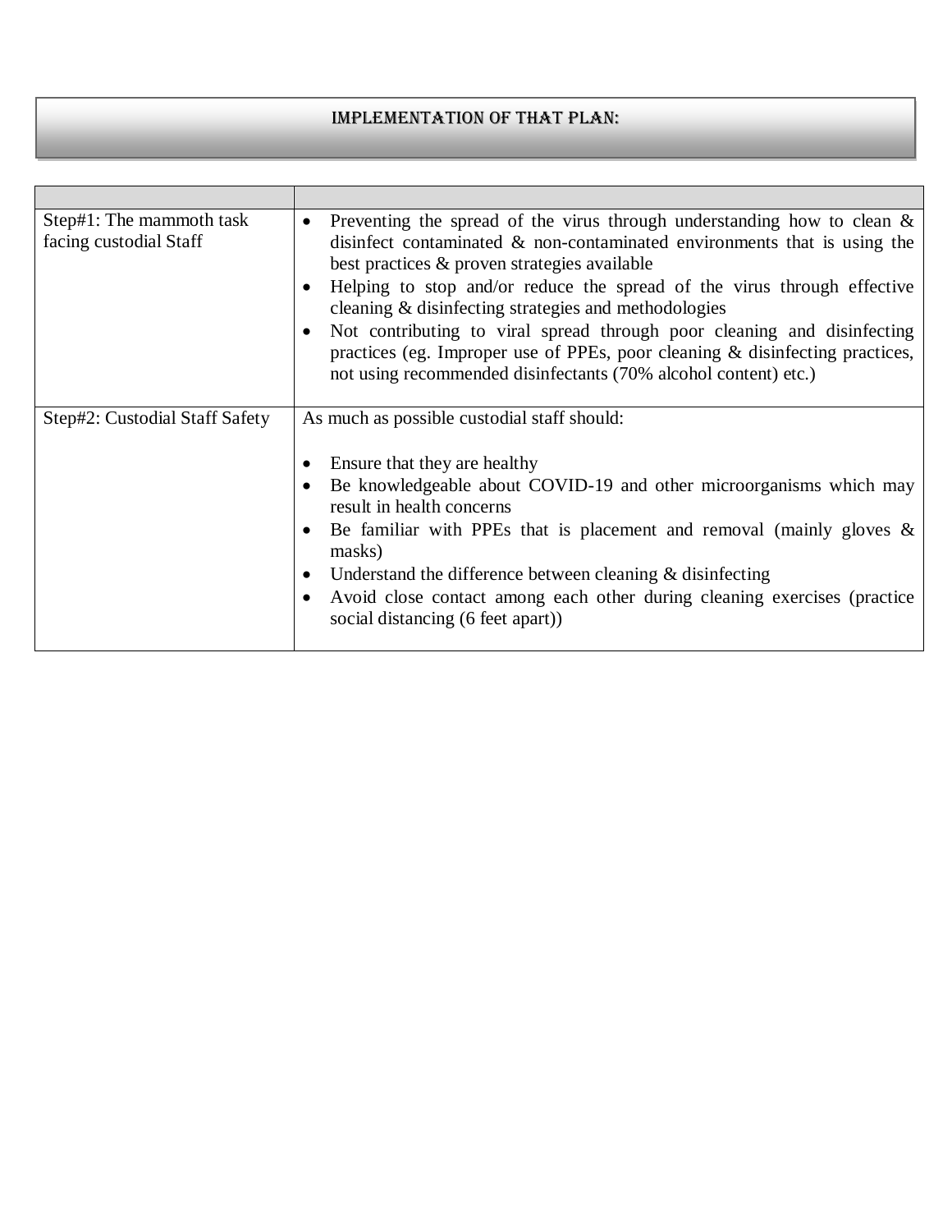## IMPLEMENTATION OF THAT PLAN:

| | |
|---|---|
| Step#1: The mammoth task facing custodial Staff | • Preventing the spread of the virus through understanding how to clean & disinfect contaminated & non-contaminated environments that is using the best practices & proven strategies available<br>• Helping to stop and/or reduce the spread of the virus through effective cleaning & disinfecting strategies and methodologies<br>• Not contributing to viral spread through poor cleaning and disinfecting practices (eg. Improper use of PPEs, poor cleaning & disinfecting practices, not using recommended disinfectants (70% alcohol content) etc.) |
| Step#2: Custodial Staff Safety | As much as possible custodial staff should:<br>• Ensure that they are healthy<br>• Be knowledgeable about COVID-19 and other microorganisms which may result in health concerns<br>• Be familiar with PPEs that is placement and removal (mainly gloves & masks)<br>• Understand the difference between cleaning & disinfecting<br>• Avoid close contact among each other during cleaning exercises (practice social distancing (6 feet apart)) |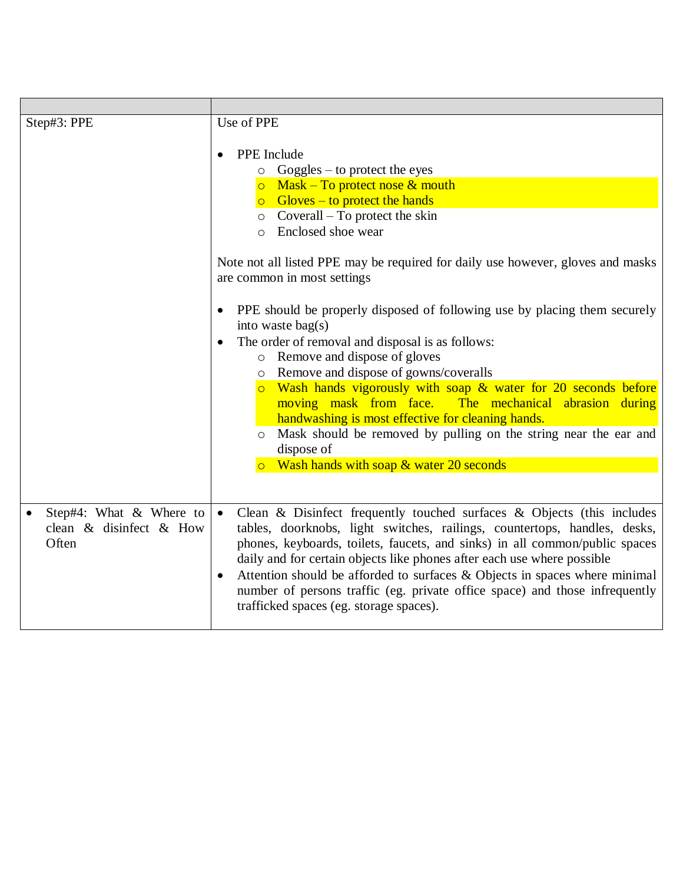| | |
|---|---|
| Step#3: PPE | Use of PPE<br><br>• PPE Include<br>&nbsp;&nbsp;&nbsp;&nbsp;○ Goggles – to protect the eyes<br>&nbsp;&nbsp;&nbsp;&nbsp;○ Mask – To protect nose & mouth<br>&nbsp;&nbsp;&nbsp;&nbsp;○ Gloves – to protect the hands<br>&nbsp;&nbsp;&nbsp;&nbsp;○ Coverall – To protect the skin<br>&nbsp;&nbsp;&nbsp;&nbsp;○ Enclosed shoe wear<br><br>Note not all listed PPE may be required for daily use however, gloves and masks are common in most settings<br><br>• PPE should be properly disposed of following use by placing them securely into waste bag(s)<br>• The order of removal and disposal is as follows:<br>&nbsp;&nbsp;&nbsp;&nbsp;○ Remove and dispose of gloves<br>&nbsp;&nbsp;&nbsp;&nbsp;○ Remove and dispose of gowns/coveralls<br>&nbsp;&nbsp;&nbsp;&nbsp;○ Wash hands vigorously with soap & water for 20 seconds before moving mask from face. The mechanical abrasion during handwashing is most effective for cleaning hands.<br>&nbsp;&nbsp;&nbsp;&nbsp;○ Mask should be removed by pulling on the string near the ear and dispose of<br>&nbsp;&nbsp;&nbsp;&nbsp;○ Wash hands with soap & water 20 seconds |
| • Step#4: What & Where to clean & disinfect & How Often | • Clean & Disinfect frequently touched surfaces & Objects (this includes tables, doorknobs, light switches, railings, countertops, handles, desks, phones, keyboards, toilets, faucets, and sinks) in all common/public spaces daily and for certain objects like phones after each use where possible<br>• Attention should be afforded to surfaces & Objects in spaces where minimal number of persons traffic (eg. private office space) and those infrequently trafficked spaces (eg. storage spaces). |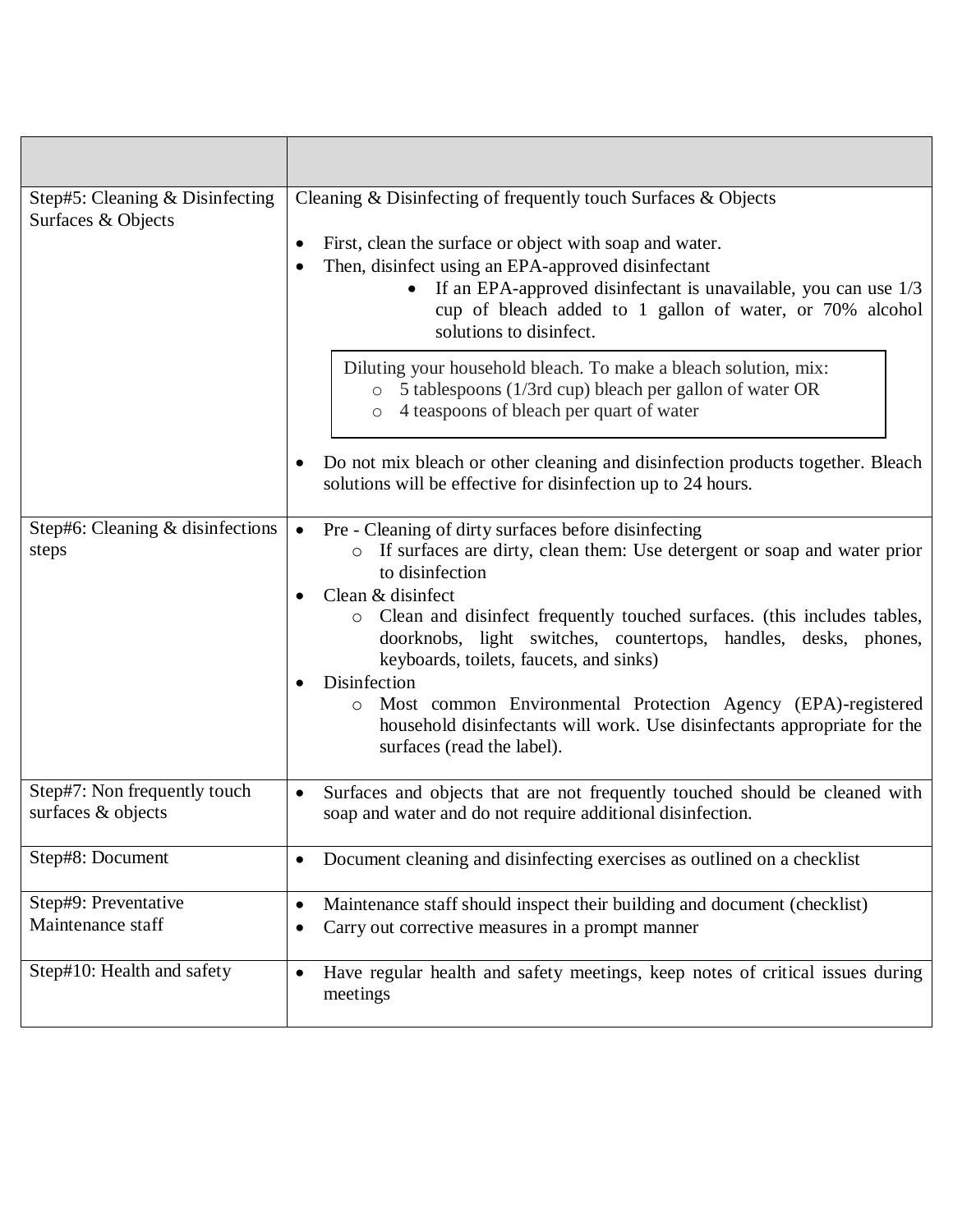| | |
|---|---|
| Step#5: Cleaning & Disinfecting Surfaces & Objects | Cleaning & Disinfecting of frequently touch Surfaces & Objects<br><br>• First, clean the surface or object with soap and water.<br>• Then, disinfect using an EPA-approved disinfectant<br>&nbsp;&nbsp;&nbsp;&nbsp;• If an EPA-approved disinfectant is unavailable, you can use 1/3 cup of bleach added to 1 gallon of water, or 70% alcohol solutions to disinfect.<br><br>Diluting your household bleach. To make a bleach solution, mix:<br>&nbsp;&nbsp;&nbsp;&nbsp;o 5 tablespoons (1/3rd cup) bleach per gallon of water OR<br>&nbsp;&nbsp;&nbsp;&nbsp;o 4 teaspoons of bleach per quart of water<br><br>• Do not mix bleach or other cleaning and disinfection products together. Bleach solutions will be effective for disinfection up to 24 hours. |
| Step#6: Cleaning & disinfections steps | • Pre - Cleaning of dirty surfaces before disinfecting<br>&nbsp;&nbsp;&nbsp;&nbsp;o If surfaces are dirty, clean them: Use detergent or soap and water prior to disinfection<br>• Clean & disinfect<br>&nbsp;&nbsp;&nbsp;&nbsp;o Clean and disinfect frequently touched surfaces. (this includes tables, doorknobs, light switches, countertops, handles, desks, phones, keyboards, toilets, faucets, and sinks)<br>• Disinfection<br>&nbsp;&nbsp;&nbsp;&nbsp;o Most common Environmental Protection Agency (EPA)-registered household disinfectants will work. Use disinfectants appropriate for the surfaces (read the label). |
| Step#7: Non frequently touch surfaces & objects | • Surfaces and objects that are not frequently touched should be cleaned with soap and water and do not require additional disinfection. |
| Step#8: Document | • Document cleaning and disinfecting exercises as outlined on a checklist |
| Step#9: Preventative Maintenance staff | • Maintenance staff should inspect their building and document (checklist)<br>• Carry out corrective measures in a prompt manner |
| Step#10: Health and safety | • Have regular health and safety meetings, keep notes of critical issues during meetings |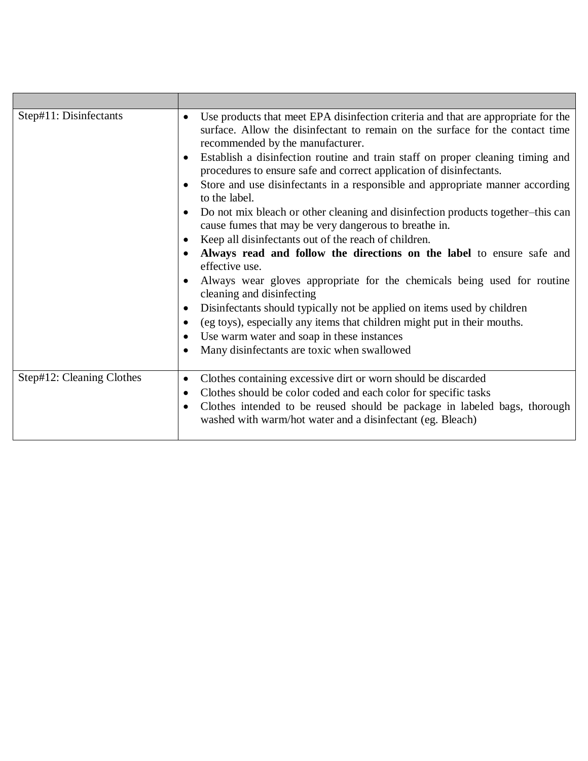| | |
|---|---|
| Step#11: Disinfectants | • Use products that meet EPA disinfection criteria and that are appropriate for the surface. Allow the disinfectant to remain on the surface for the contact time recommended by the manufacturer.<br>• Establish a disinfection routine and train staff on proper cleaning timing and procedures to ensure safe and correct application of disinfectants.<br>• Store and use disinfectants in a responsible and appropriate manner according to the label.<br>• Do not mix bleach or other cleaning and disinfection products together–this can cause fumes that may be very dangerous to breathe in.<br>• Keep all disinfectants out of the reach of children.<br>• **Always read and follow the directions on the label** to ensure safe and effective use.<br>• Always wear gloves appropriate for the chemicals being used for routine cleaning and disinfecting<br>• Disinfectants should typically not be applied on items used by children<br>• (eg toys), especially any items that children might put in their mouths.<br>• Use warm water and soap in these instances<br>• Many disinfectants are toxic when swallowed |
| Step#12: Cleaning Clothes | • Clothes containing excessive dirt or worn should be discarded<br>• Clothes should be color coded and each color for specific tasks<br>• Clothes intended to be reused should be package in labeled bags, thorough washed with warm/hot water and a disinfectant (eg. Bleach) |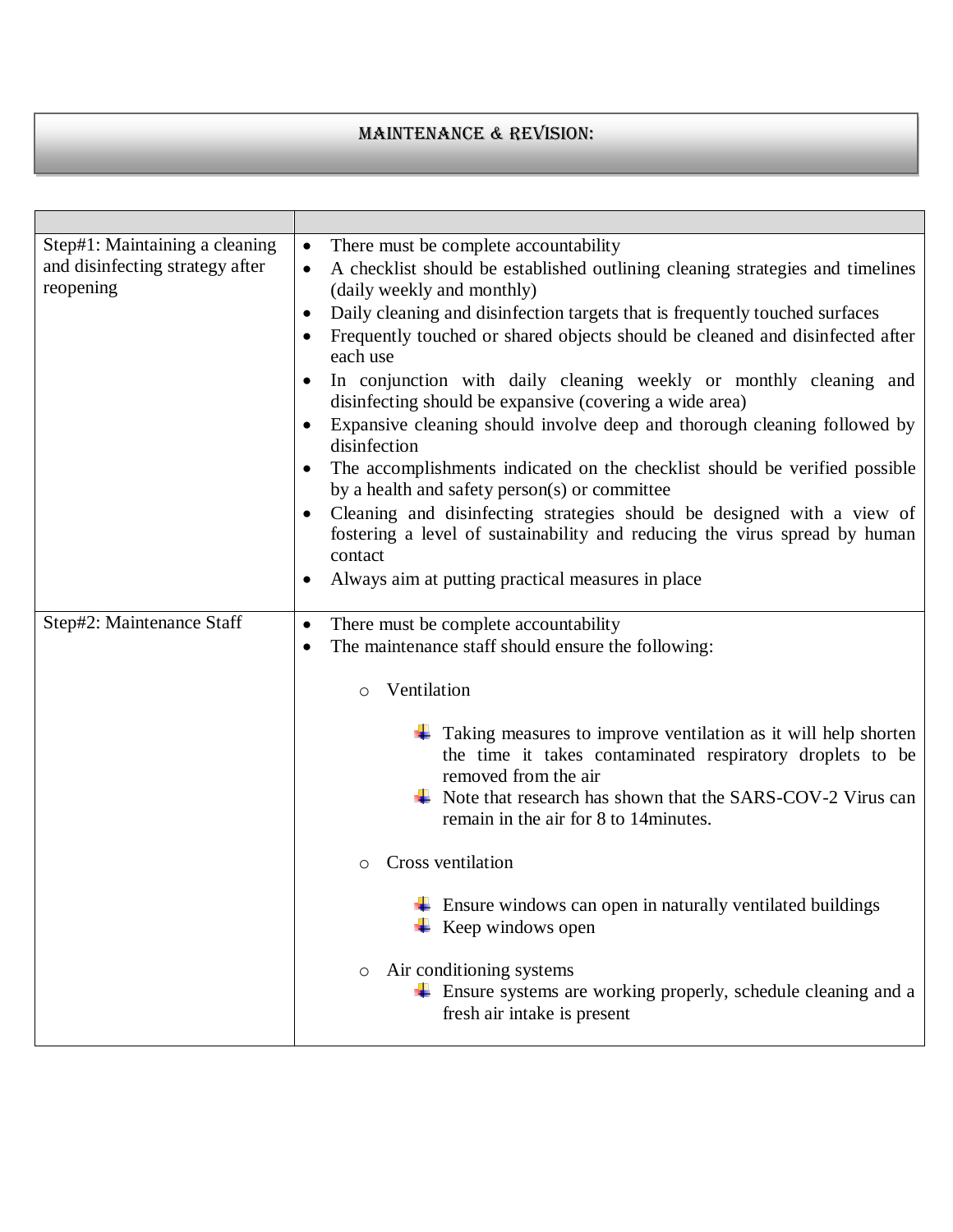## MAINTENANCE & REVISION:

| | |
|---|---|
| Step#1: Maintaining a cleaning and disinfecting strategy after reopening | • There must be complete accountability<br>• A checklist should be established outlining cleaning strategies and timelines (daily weekly and monthly)<br>• Daily cleaning and disinfection targets that is frequently touched surfaces<br>• Frequently touched or shared objects should be cleaned and disinfected after each use<br>• In conjunction with daily cleaning weekly or monthly cleaning and disinfecting should be expansive (covering a wide area)<br>• Expansive cleaning should involve deep and thorough cleaning followed by disinfection<br>• The accomplishments indicated on the checklist should be verified possible by a health and safety person(s) or committee<br>• Cleaning and disinfecting strategies should be designed with a view of fostering a level of sustainability and reducing the virus spread by human contact<br>• Always aim at putting practical measures in place |
| Step#2: Maintenance Staff | • There must be complete accountability<br>• The maintenance staff should ensure the following:<br>&nbsp;&nbsp;○ Ventilation<br>&nbsp;&nbsp;&nbsp;&nbsp;+ Taking measures to improve ventilation as it will help shorten the time it takes contaminated respiratory droplets to be removed from the air<br>&nbsp;&nbsp;&nbsp;&nbsp;+ Note that research has shown that the SARS-COV-2 Virus can remain in the air for 8 to 14minutes.<br>&nbsp;&nbsp;○ Cross ventilation<br>&nbsp;&nbsp;&nbsp;&nbsp;+ Ensure windows can open in naturally ventilated buildings<br>&nbsp;&nbsp;&nbsp;&nbsp;+ Keep windows open<br>&nbsp;&nbsp;○ Air conditioning systems<br>&nbsp;&nbsp;&nbsp;&nbsp;+ Ensure systems are working properly, schedule cleaning and a fresh air intake is present |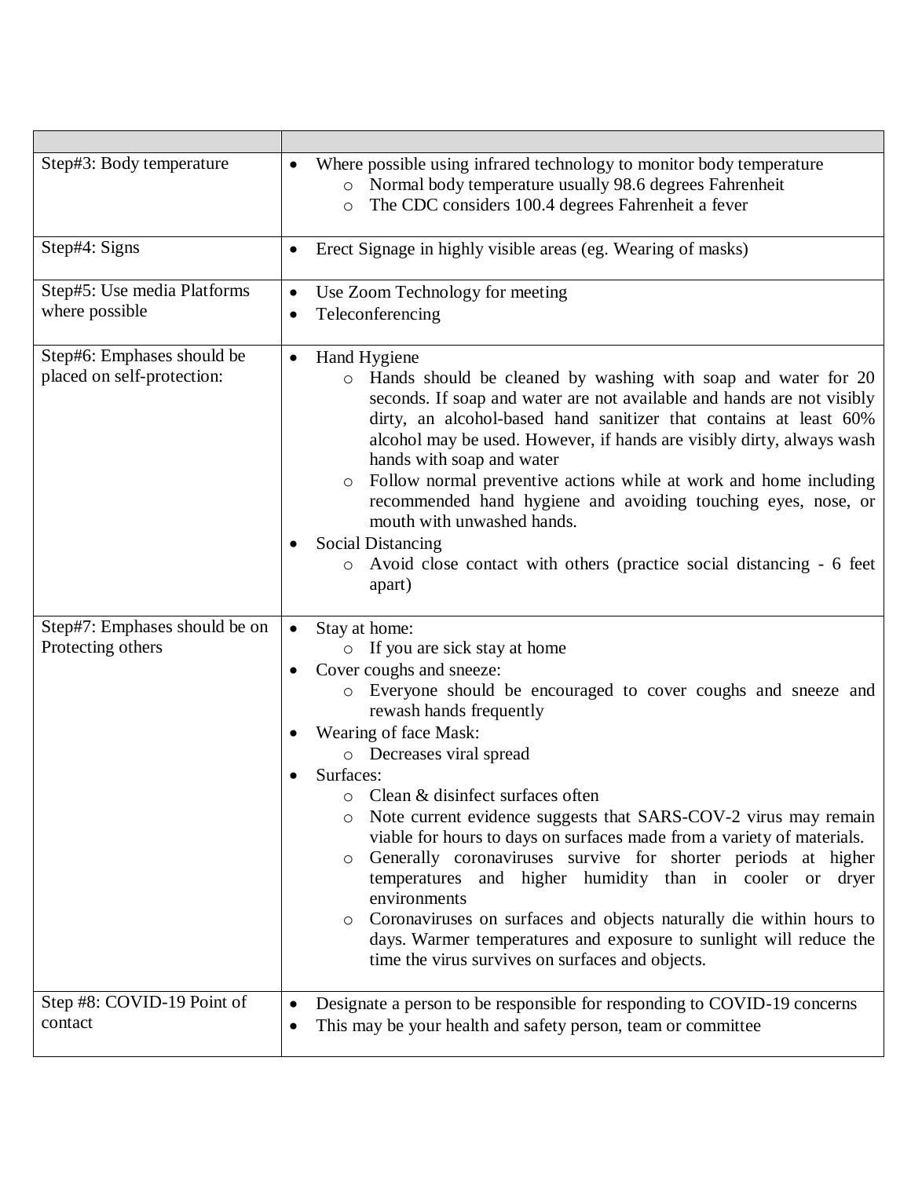| | |
|---|---|
| Step#3: Body temperature | • Where possible using infrared technology to monitor body temperature<br>  ○ Normal body temperature usually 98.6 degrees Fahrenheit<br>  ○ The CDC considers 100.4 degrees Fahrenheit a fever |
| Step#4: Signs | • Erect Signage in highly visible areas (eg. Wearing of masks) |
| Step#5: Use media Platforms where possible | • Use Zoom Technology for meeting<br>• Teleconferencing |
| Step#6: Emphases should be placed on self-protection: | • Hand Hygiene<br>  ○ Hands should be cleaned by washing with soap and water for 20 seconds. If soap and water are not available and hands are not visibly dirty, an alcohol-based hand sanitizer that contains at least 60% alcohol may be used. However, if hands are visibly dirty, always wash hands with soap and water<br>  ○ Follow normal preventive actions while at work and home including recommended hand hygiene and avoiding touching eyes, nose, or mouth with unwashed hands.<br>• Social Distancing<br>  ○ Avoid close contact with others (practice social distancing - 6 feet apart) |
| Step#7: Emphases should be on Protecting others | • Stay at home:<br>  ○ If you are sick stay at home<br>• Cover coughs and sneeze:<br>  ○ Everyone should be encouraged to cover coughs and sneeze and rewash hands frequently<br>• Wearing of face Mask:<br>  ○ Decreases viral spread<br>• Surfaces:<br>  ○ Clean & disinfect surfaces often<br>  ○ Note current evidence suggests that SARS-COV-2 virus may remain viable for hours to days on surfaces made from a variety of materials.<br>  ○ Generally coronaviruses survive for shorter periods at higher temperatures and higher humidity than in cooler or dryer environments<br>  ○ Coronaviruses on surfaces and objects naturally die within hours to days. Warmer temperatures and exposure to sunlight will reduce the time the virus survives on surfaces and objects. |
| Step #8: COVID-19 Point of contact | • Designate a person to be responsible for responding to COVID-19 concerns<br>• This may be your health and safety person, team or committee |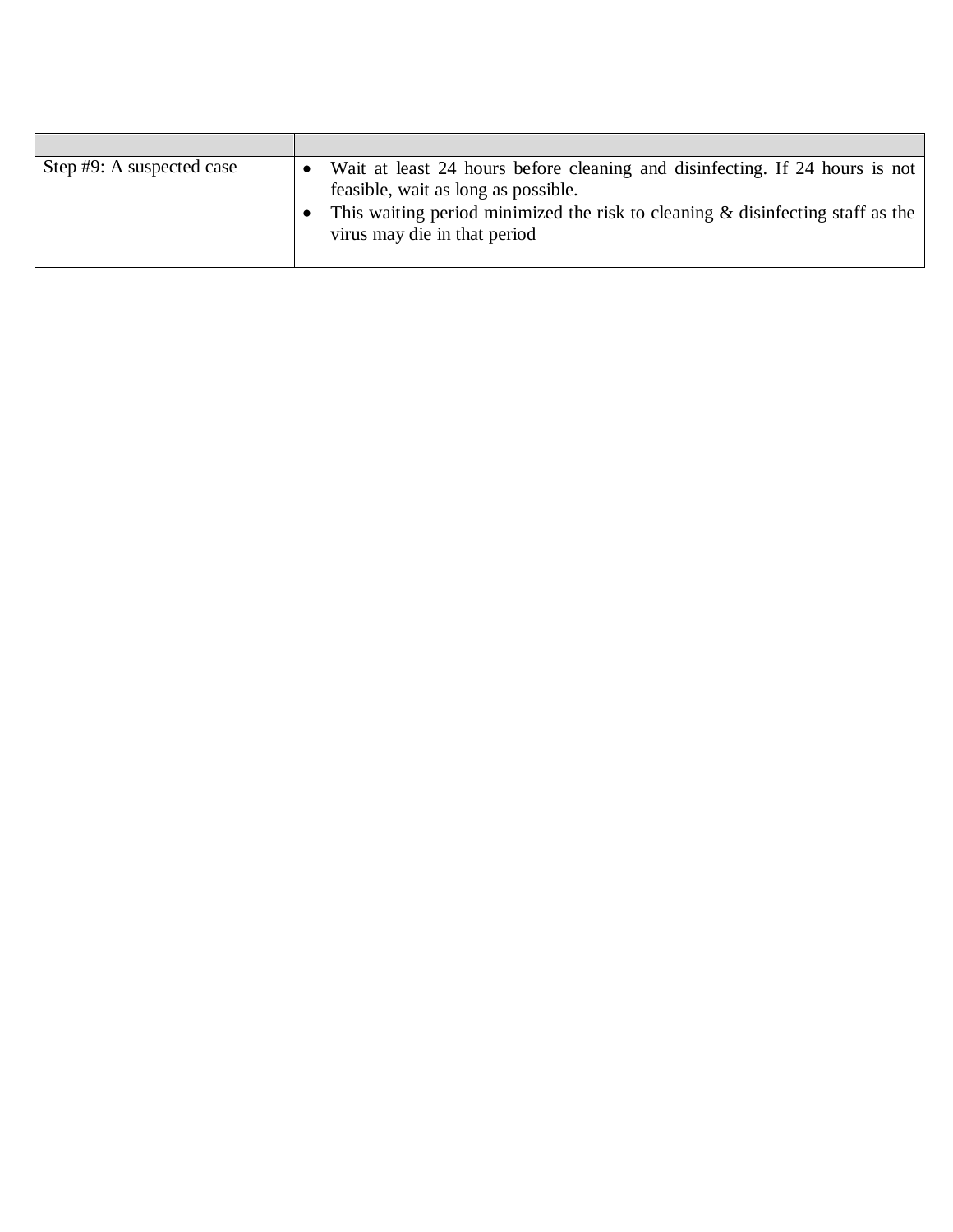| | |
|---|---|
| Step #9: A suspected case | • Wait at least 24 hours before cleaning and disinfecting. If 24 hours is not feasible, wait as long as possible.<br>• This waiting period minimized the risk to cleaning & disinfecting staff as the virus may die in that period |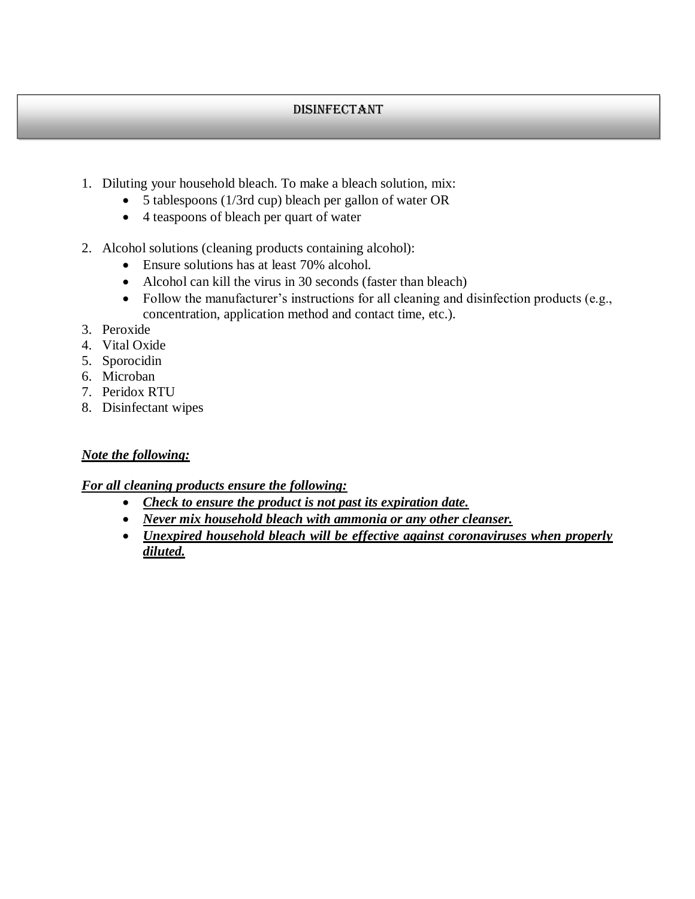## DISINFECTANT

1. Diluting your household bleach. To make a bleach solution, mix:
    - 5 tablespoons (1/3rd cup) bleach per gallon of water OR
    - 4 teaspoons of bleach per quart of water

2. Alcohol solutions (cleaning products containing alcohol):
    - Ensure solutions has at least 70% alcohol.
    - Alcohol can kill the virus in 30 seconds (faster than bleach)
    - Follow the manufacturer's instructions for all cleaning and disinfection products (e.g., concentration, application method and contact time, etc.).
3. Peroxide
4. Vital Oxide
5. Sporocidin
6. Microban
7. Peridox RTU
8. Disinfectant wipes

***Note the following:***

***For all cleaning products ensure the following:***

- ***Check to ensure the product is not past its expiration date.***
- ***Never mix household bleach with ammonia or any other cleanser.***
- ***Unexpired household bleach will be effective against coronaviruses when properly diluted.***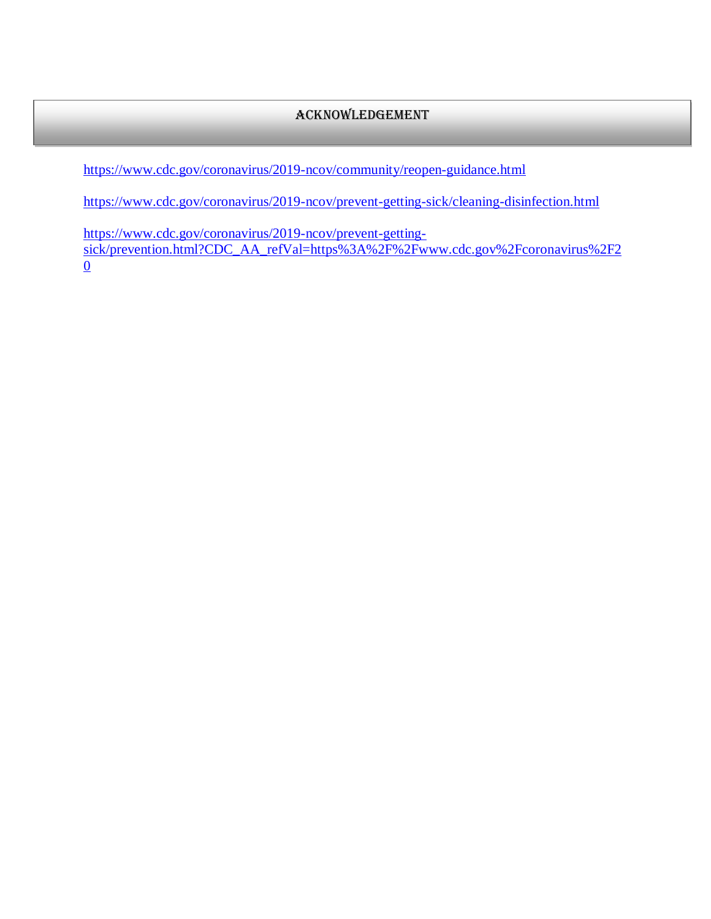# ACKNOWLEDGEMENT

https://www.cdc.gov/coronavirus/2019-ncov/community/reopen-guidance.html

https://www.cdc.gov/coronavirus/2019-ncov/prevent-getting-sick/cleaning-disinfection.html

https://www.cdc.gov/coronavirus/2019-ncov/prevent-getting-sick/prevention.html?CDC_AA_refVal=https%3A%2F%2Fwww.cdc.gov%2Fcoronavirus%2F20